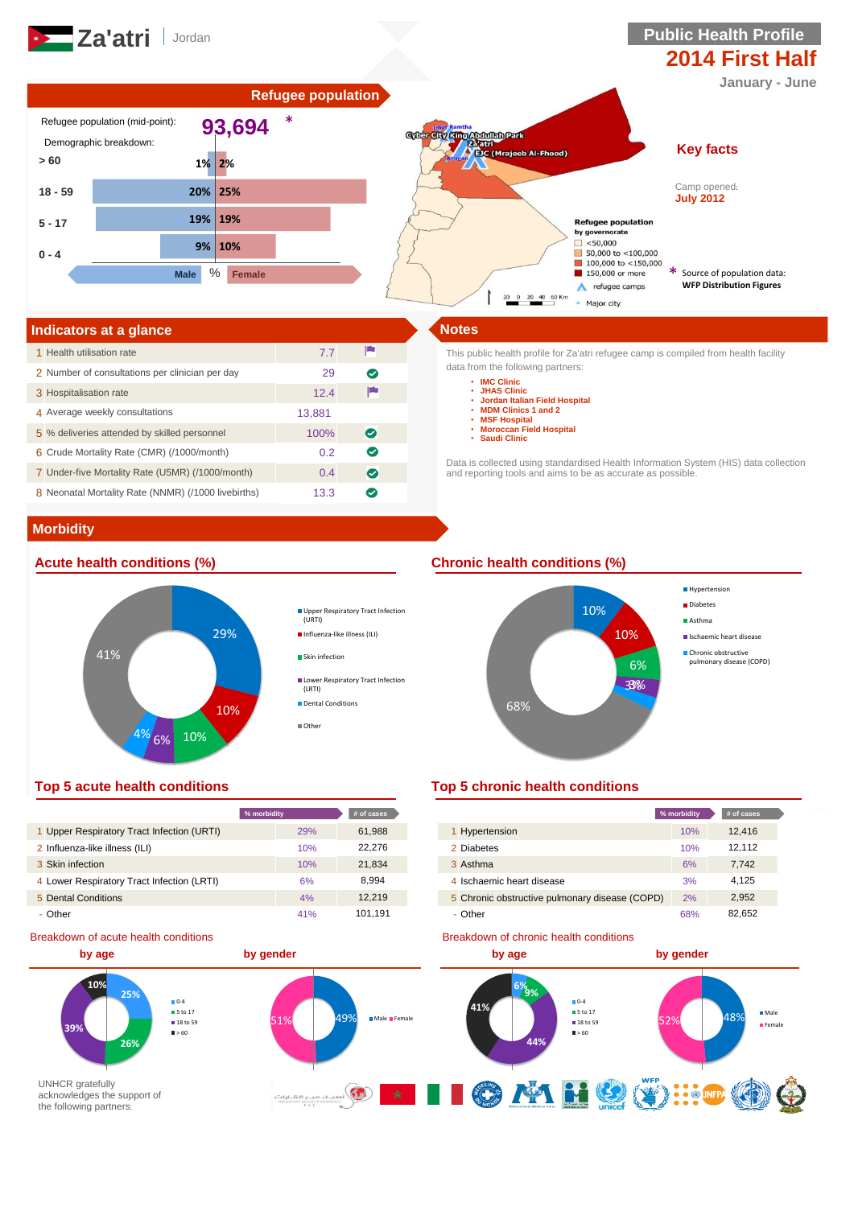# Za'atri | Jordan

## Public Health Profile
## 2014 First Half
January - June

## Refugee population

Refugee population (mid-point): **93,694** *

Demographic breakdown:

| Age | Male | Female |
|---|---|---|
| > 60 | 1% | 2% |
| 18 - 59 | 20% | 25% |
| 5 - 17 | 19% | 19% |
| 0 - 4 | 9% | 10% |

Refugee population by governorate: <50,000; 50,000 to <100,000; 100,000 to <150,000; 150,000 or more. refugee camps; Major city

Map labels: Irbid, Ramtha, Cyber City, King Abdullah Park, Za'atri, EJC (Mrajeeb Al-Fhood), Amman

## Key facts

Camp opened:
**July 2012**

\* Source of population data:
**WFP Distribution Figures**

## Indicators at a glance

| # | Indicator | Value |
|---|---|---|
| 1 | Health utilisation rate | 7.7 |
| 2 | Number of consultations per clinician per day | 29 |
| 3 | Hospitalisation rate | 12.4 |
| 4 | Average weekly consultations | 13,881 |
| 5 | % deliveries attended by skilled personnel | 100% |
| 6 | Crude Mortality Rate (CMR) (/1000/month) | 0.2 |
| 7 | Under-five Mortality Rate (U5MR) (/1000/month) | 0.4 |
| 8 | Neonatal Mortality Rate (NNMR) (/1000 livebirths) | 13.3 |

## Notes

This public health profile for Za'atri refugee camp is compiled from health facility data from the following partners:

- IMC Clinic
- JHAS Clinic
- Jordan Italian Field Hospital
- MDM Clinics 1 and 2
- MSF Hospital
- Moroccan Field Hospital
- Saudi Clinic

Data is collected using standardised Health Information System (HIS) data collection and reporting tools and aims to be as accurate as possible.

## Morbidity

### Acute health conditions (%)

Upper Respiratory Tract Infection (URTI) 29%; Influenza-like illness (ILI) 10%; Skin infection 10%; Lower Respiratory Tract Infection (LRTI) 6%; Dental Conditions 4%; Other 41%

### Chronic health conditions (%)

Hypertension 10%; Diabetes 10%; Asthma 6%; Ischaemic heart disease 3%; Chronic obstructive pulmonary disease (COPD) 2%; Other 68%

### Top 5 acute health conditions

| # | Condition | % morbidity | # of cases |
|---|---|---|---|
| 1 | Upper Respiratory Tract Infection (URTI) | 29% | 61,988 |
| 2 | Influenza-like illness (ILI) | 10% | 22,276 |
| 3 | Skin infection | 10% | 21,834 |
| 4 | Lower Respiratory Tract Infection (LRTI) | 6% | 8,994 |
| 5 | Dental Conditions | 4% | 12,219 |
| - | Other | 41% | 101,191 |

### Top 5 chronic health conditions

| # | Condition | % morbidity | # of cases |
|---|---|---|---|
| 1 | Hypertension | 10% | 12,416 |
| 2 | Diabetes | 10% | 12,112 |
| 3 | Asthma | 6% | 7,742 |
| 4 | Ischaemic heart disease | 3% | 4,125 |
| 5 | Chronic obstructive pulmonary disease (COPD) | 2% | 2,952 |
| - | Other | 68% | 82,652 |

### Breakdown of acute health conditions

**by age:** 0-4: 25%; 5 to 17: 26%; 18 to 59: 39%; > 60: 10%

**by gender:** Male 49%; Female 51%

### Breakdown of chronic health conditions

**by age:** 0-4: 6%; 5 to 17: 9%; 18 to 59: 44%; > 60: 41%

**by gender:** Male 48%; Female 52%

UNHCR gratefully acknowledges the support of the following partners: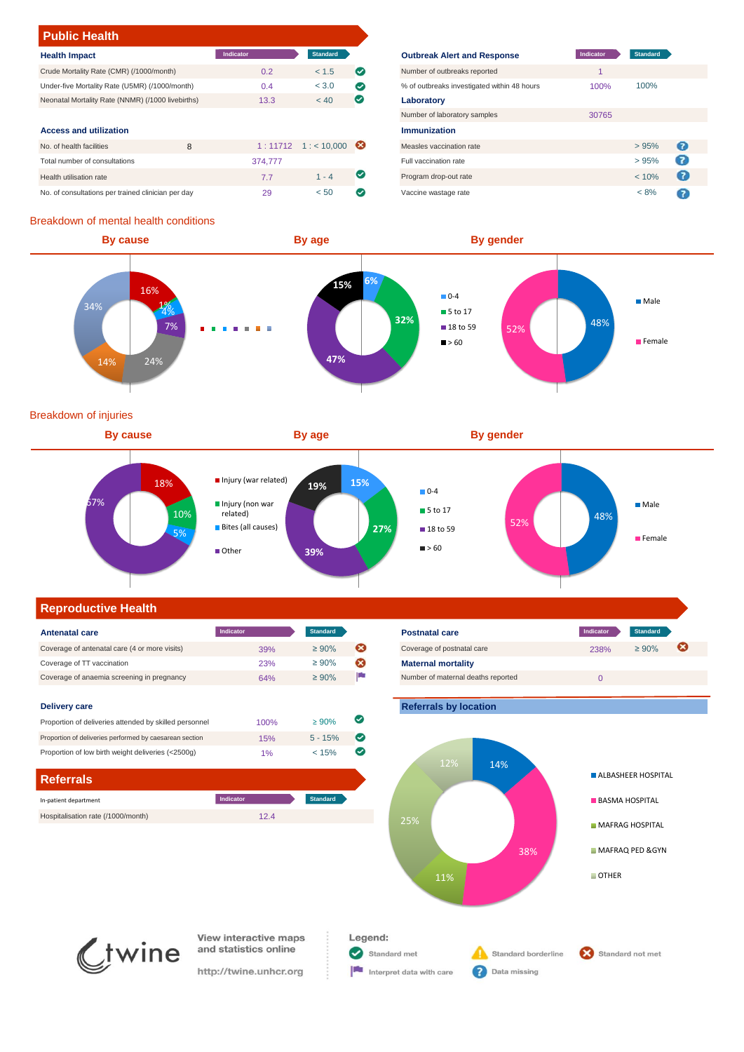# Public Health

| Health Impact | Indicator | Standard | |
|---|---|---|---|
| Crude Mortality Rate (CMR) (/1000/month) | 0.2 | < 1.5 | ✔ |
| Under-five Mortality Rate (U5MR) (/1000/month) | 0.4 | < 3.0 | ✔ |
| Neonatal Mortality Rate (NNMR) (/1000 livebirths) | 13.3 | < 40 | ✔ |

| Access and utilization | | Indicator | Standard | |
|---|---|---|---|---|
| No. of health facilities | 8 | 1 : 11712 | 1 : < 10,000 | ✖ |
| Total number of consultations | | 374,777 | | |
| Health utilisation rate | | 7.7 | 1 - 4 | ✔ |
| No. of consultations per trained clinician per day | | 29 | < 50 | ✔ |

| Outbreak Alert and Response | Indicator | Standard | |
|---|---|---|---|
| Number of outbreaks reported | 1 | | |
| % of outbreaks investigated within 48 hours | 100% | 100% | |
| **Laboratory** | | | |
| Number of laboratory samples | 30765 | | |
| **Immunization** | | | |
| Measles vaccination rate | | > 95% | ? |
| Full vaccination rate | | > 95% | ? |
| Program drop-out rate | | < 10% | ? |
| Vaccine wastage rate | | < 8% | ? |

## Breakdown of mental health conditions

By cause

16%
1%
4%
7%
24%
14%
34%

By age

6%
32%
47%
15%

0-4
5 to 17
18 to 59
> 60

By gender

48%
52%

Male
Female

## Breakdown of injuries

By cause

18%
10%
5%
67%

Injury (war related)
Injury (non war related)
Bites (all causes)
Other

By age

15%
27%
39%
19%

0-4
5 to 17
18 to 59
> 60

By gender

48%
52%

Male
Female

# Reproductive Health

| Antenatal care | Indicator | Standard | |
|---|---|---|---|
| Coverage of antenatal care (4 or more visits) | 39% | ≥ 90% | ✖ |
| Coverage of TT vaccination | 23% | ≥ 90% | ✖ |
| Coverage of anaemia screening in pregnancy | 64% | ≥ 90% | ⚑ |

| Delivery care | Indicator | Standard | |
|---|---|---|---|
| Proportion of deliveries attended by skilled personnel | 100% | ≥ 90% | ✔ |
| Proportion of deliveries performed by caesarean section | 15% | 5 - 15% | ✔ |
| Proportion of low birth weight deliveries (<2500g) | 1% | < 15% | ✔ |

| Postnatal care | Indicator | Standard | |
|---|---|---|---|
| Coverage of postnatal care | 238% | ≥ 90% | ✖ |
| **Maternal mortality** | | | |
| Number of maternal deaths reported | 0 | | |

# Referrals

| In-patient department | Indicator | Standard |
|---|---|---|
| Hospitalisation rate (/1000/month) | 12.4 | |

## Referrals by location

14%
38%
11%
25%
12%

ALBASHEER HOSPITAL
BASMA HOSPITAL
MAFRAG HOSPITAL
MAFRAQ PED &GYN
OTHER

twine

View interactive maps and statistics online

http://twine.unhcr.org

Legend:
✔ Standard met
⚠ Standard borderline
✖ Standard not met
⚑ Interpret data with care
? Data missing